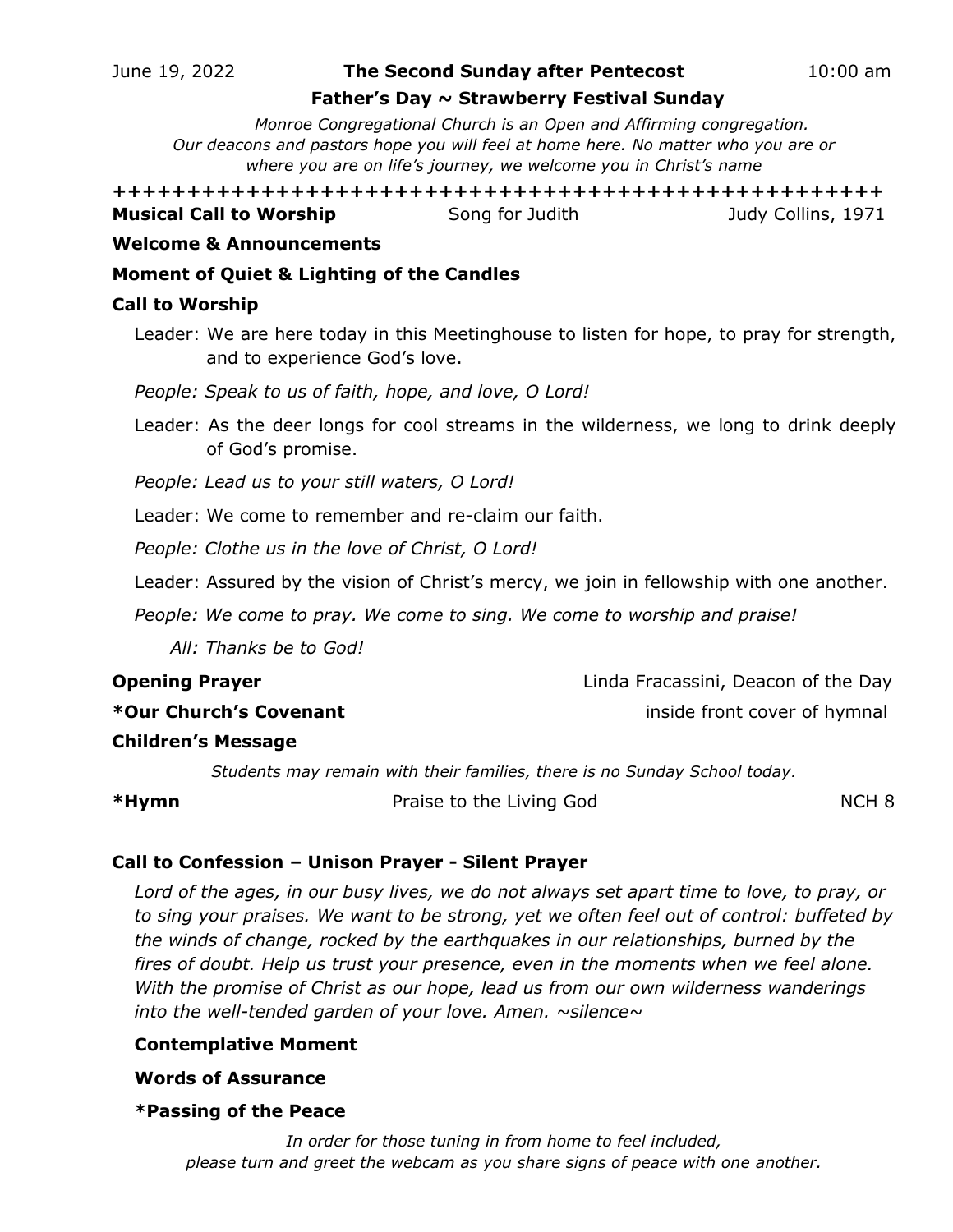June 19, 2022 **The Second Sunday after Pentecost** 10:00 am

**Father's Day ~ Strawberry Festival Sunday**

*Monroe Congregational Church is an Open and Affirming congregation. Our deacons and pastors hope you will feel at home here. No matter who you are or where you are on life's journey, we welcome you in Christ's name*

**++++++++++++++++++++++++++++++++++++++++++++++++++++**

**Musical Call to Worship** Song for Judith Judy Collins, 1971

**Welcome & Announcements**

**Moment of Quiet & Lighting of the Candles**

**Call to Worship**

Leader: We are here today in this Meetinghouse to listen for hope, to pray for strength, and to experience God's love.

*People: Speak to us of faith, hope, and love, O Lord!*

Leader: As the deer longs for cool streams in the wilderness, we long to drink deeply of God's promise.

*People: Lead us to your still waters, O Lord!*

Leader: We come to remember and re-claim our faith.

*People: Clothe us in the love of Christ, O Lord!*

Leader: Assured by the vision of Christ's mercy, we join in fellowship with one another.

*People: We come to pray. We come to sing. We come to worship and praise!*

*All: Thanks be to God!*

**Opening Prayer** Linda Fracassini, Deacon of the Day

**\*Our Church's Covenant** inside front cover of hymnal

**Children's Message**

*Students may remain with their families, there is no Sunday School today.*

**\*Hymn** Praise to the Living God NCH 8

**Call to Confession – Unison Prayer - Silent Prayer**

*Lord of the ages, in our busy lives, we do not always set apart time to love, to pray, or to sing your praises. We want to be strong, yet we often feel out of control: buffeted by the winds of change, rocked by the earthquakes in our relationships, burned by the fires of doubt. Help us trust your presence, even in the moments when we feel alone. With the promise of Christ as our hope, lead us from our own wilderness wanderings into the well-tended garden of your love. Amen. ~silence~*

**Contemplative Moment**

**Words of Assurance**

**\*Passing of the Peace**

*In order for those tuning in from home to feel included, please turn and greet the webcam as you share signs of peace with one another.*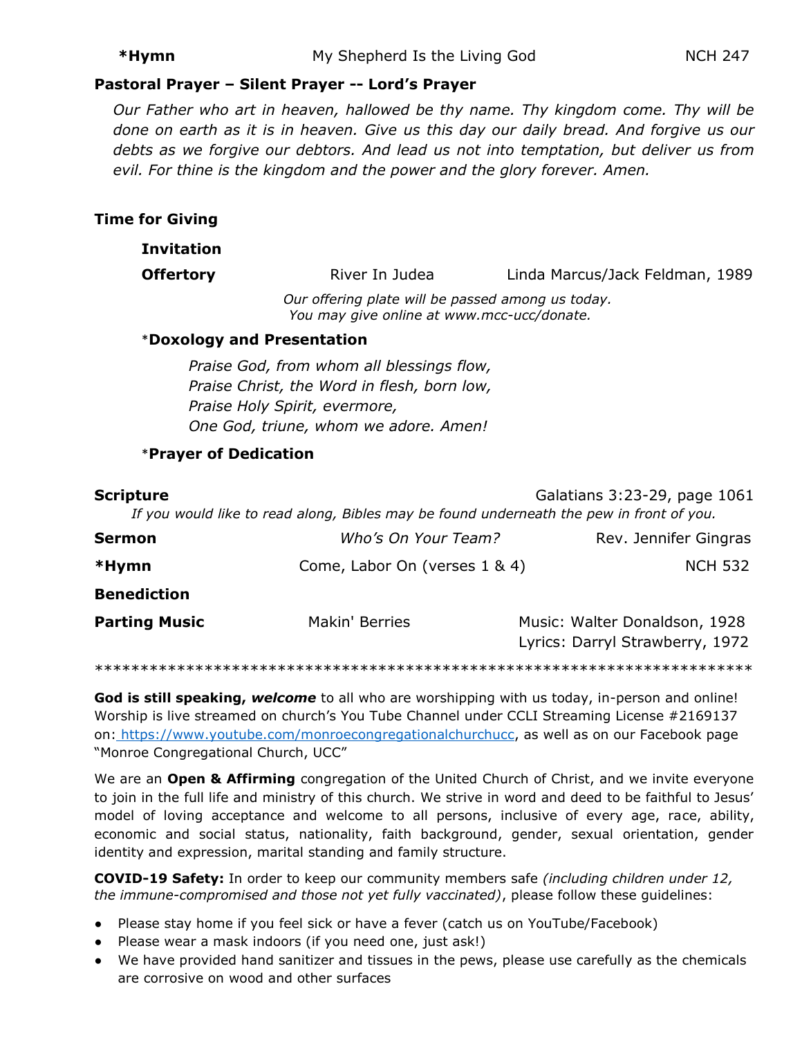**\*Hymn** My Shepherd Is the Living God NCH 247

**Pastoral Prayer – Silent Prayer -- Lord's Prayer**

*Our Father who art in heaven, hallowed be thy name. Thy kingdom come. Thy will be done on earth as it is in heaven. Give us this day our daily bread. And forgive us our debts as we forgive our debtors. And lead us not into temptation, but deliver us from evil. For thine is the kingdom and the power and the glory forever. Amen.*

**Time for Giving**

**Invitation**

**Offertory** River In Judea Linda Marcus/Jack Feldman, 1989

*Our offering plate will be passed among us today.*
*You may give online at www.mcc-ucc/donate.*

\***Doxology and Presentation**

*Praise God, from whom all blessings flow,*
*Praise Christ, the Word in flesh, born low,*
*Praise Holy Spirit, evermore,*
*One God, triune, whom we adore. Amen!*

\***Prayer of Dedication**

**Scripture** Galatians 3:23-29, page 1061

*If you would like to read along, Bibles may be found underneath the pew in front of you.*

**Sermon** *Who's On Your Team?* Rev. Jennifer Gingras

**\*Hymn** Come, Labor On (verses 1 & 4) NCH 532

**Benediction**

**Parting Music** Makin' Berries Music: Walter Donaldson, 1928
Lyrics: Darryl Strawberry, 1972

\*\*\*\*\*\*\*\*\*\*\*\*\*\*\*\*\*\*\*\*\*\*\*\*\*\*\*\*\*\*\*\*\*\*\*\*\*\*\*\*\*\*\*\*\*\*\*\*\*\*\*\*\*\*\*\*\*\*\*\*\*\*\*\*\*\*\*\*\*\*\*\*

**God is still speaking, *welcome*** to all who are worshipping with us today, in-person and online! Worship is live streamed on church's You Tube Channel under CCLI Streaming License #2169137 on: https://www.youtube.com/monroecongregationalchurchucc, as well as on our Facebook page "Monroe Congregational Church, UCC"

We are an **Open & Affirming** congregation of the United Church of Christ, and we invite everyone to join in the full life and ministry of this church. We strive in word and deed to be faithful to Jesus' model of loving acceptance and welcome to all persons, inclusive of every age, race, ability, economic and social status, nationality, faith background, gender, sexual orientation, gender identity and expression, marital standing and family structure.

**COVID-19 Safety:** In order to keep our community members safe *(including children under 12, the immune-compromised and those not yet fully vaccinated)*, please follow these guidelines:

- Please stay home if you feel sick or have a fever (catch us on YouTube/Facebook)
- Please wear a mask indoors (if you need one, just ask!)
- We have provided hand sanitizer and tissues in the pews, please use carefully as the chemicals are corrosive on wood and other surfaces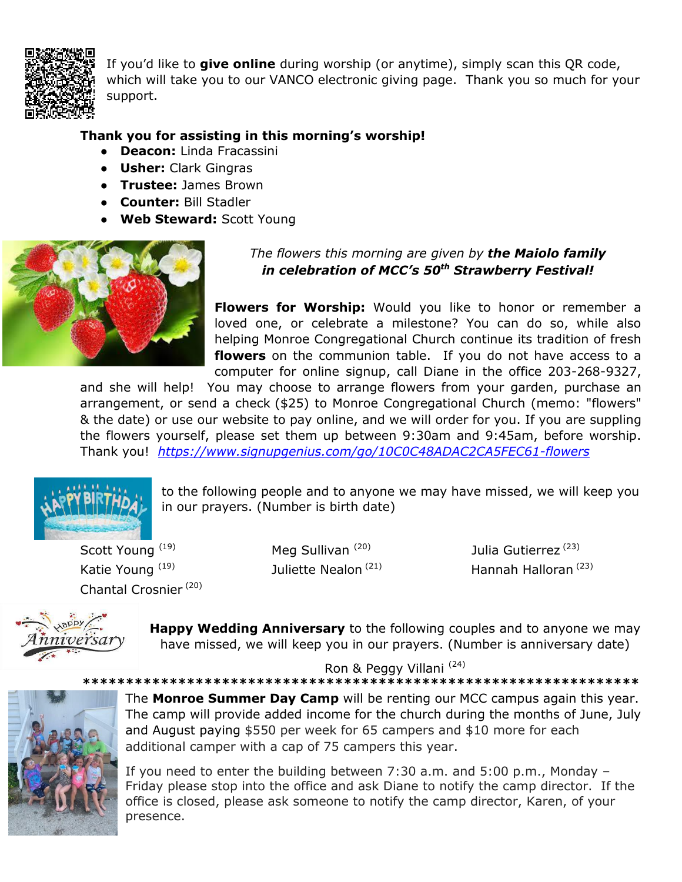If you'd like to **give online** during worship (or anytime), simply scan this QR code, which will take you to our VANCO electronic giving page. Thank you so much for your support.

**Thank you for assisting in this morning's worship!**

- **Deacon:** Linda Fracassini
- **Usher:** Clark Gingras
- **Trustee:** James Brown
- **Counter:** Bill Stadler
- **Web Steward:** Scott Young

*The flowers this morning are given by* ***the Maiolo family in celebration of MCC's 50th Strawberry Festival!***

**Flowers for Worship:** Would you like to honor or remember a loved one, or celebrate a milestone? You can do so, while also helping Monroe Congregational Church continue its tradition of fresh **flowers** on the communion table. If you do not have access to a computer for online signup, call Diane in the office 203-268-9327, and she will help! You may choose to arrange flowers from your garden, purchase an arrangement, or send a check ($25) to Monroe Congregational Church (memo: "flowers" & the date) or use our website to pay online, and we will order for you. If you are suppling the flowers yourself, please set them up between 9:30am and 9:45am, before worship. Thank you! *https://www.signupgenius.com/go/10C0C48ADAC2CA5FEC61-flowers*

HAPPY BIRTHDAY to the following people and to anyone we may have missed, we will keep you in our prayers. (Number is birth date)

Scott Young (19)
Katie Young (19)
Chantal Crosnier (20)
Meg Sullivan (20)
Juliette Nealon (21)
Julia Gutierrez (23)
Hannah Halloran (23)

**Happy Wedding Anniversary** to the following couples and to anyone we may have missed, we will keep you in our prayers. (Number is anniversary date)

Ron & Peggy Villani (24)

*****************************************************************

The **Monroe Summer Day Camp** will be renting our MCC campus again this year. The camp will provide added income for the church during the months of June, July and August paying $550 per week for 65 campers and $10 more for each additional camper with a cap of 75 campers this year.

If you need to enter the building between 7:30 a.m. and 5:00 p.m., Monday – Friday please stop into the office and ask Diane to notify the camp director. If the office is closed, please ask someone to notify the camp director, Karen, of your presence.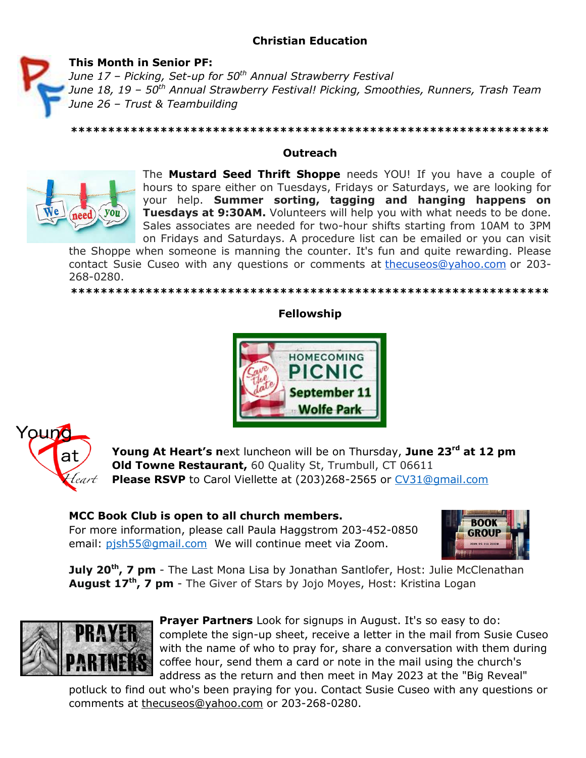## Christian Education

**This Month in Senior PF:**
*June 17 – Picking, Set-up for 50th Annual Strawberry Festival*
*June 18, 19 – 50th Annual Strawberry Festival! Picking, Smoothies, Runners, Trash Team*
*June 26 – Trust & Teambuilding*

\*\*\*\*\*\*\*\*\*\*\*\*\*\*\*\*\*\*\*\*\*\*\*\*\*\*\*\*\*\*\*\*\*\*\*\*\*\*\*\*\*\*\*\*\*\*\*\*\*\*\*\*\*\*\*\*\*\*\*\*\*\*\*\*\*

## Outreach

The **Mustard Seed Thrift Shoppe** needs YOU! If you have a couple of hours to spare either on Tuesdays, Fridays or Saturdays, we are looking for your help. **Summer sorting, tagging and hanging happens on Tuesdays at 9:30AM.** Volunteers will help you with what needs to be done. Sales associates are needed for two-hour shifts starting from 10AM to 3PM on Fridays and Saturdays. A procedure list can be emailed or you can visit the Shoppe when someone is manning the counter. It's fun and quite rewarding. Please contact Susie Cuseo with any questions or comments at thecuseos@yahoo.com or 203-268-0280.

\*\*\*\*\*\*\*\*\*\*\*\*\*\*\*\*\*\*\*\*\*\*\*\*\*\*\*\*\*\*\*\*\*\*\*\*\*\*\*\*\*\*\*\*\*\*\*\*\*\*\*\*\*\*\*\*\*\*\*\*\*\*\*\*\*

## Fellowship

Save the date — HOMECOMING PICNIC — September 11 — Wolfe Park

**Young At Heart's n**ext luncheon will be on Thursday, **June 23rd at 12 pm**
**Old Towne Restaurant,** 60 Quality St, Trumbull, CT 06611
**Please RSVP** to Carol Viellette at (203)268-2565 or CV31@gmail.com

**MCC Book Club is open to all church members.**
For more information, please call Paula Haggstrom 203-452-0850
email: pjsh55@gmail.com We will continue meet via Zoom.

**July 20th, 7 pm** - The Last Mona Lisa by Jonathan Santlofer, Host: Julie McClenathan
**August 17th, 7 pm** - The Giver of Stars by Jojo Moyes, Host: Kristina Logan

**Prayer Partners** Look for signups in August. It's so easy to do: complete the sign-up sheet, receive a letter in the mail from Susie Cuseo with the name of who to pray for, share a conversation with them during coffee hour, send them a card or note in the mail using the church's address as the return and then meet in May 2023 at the "Big Reveal" potluck to find out who's been praying for you. Contact Susie Cuseo with any questions or comments at thecuseos@yahoo.com or 203-268-0280.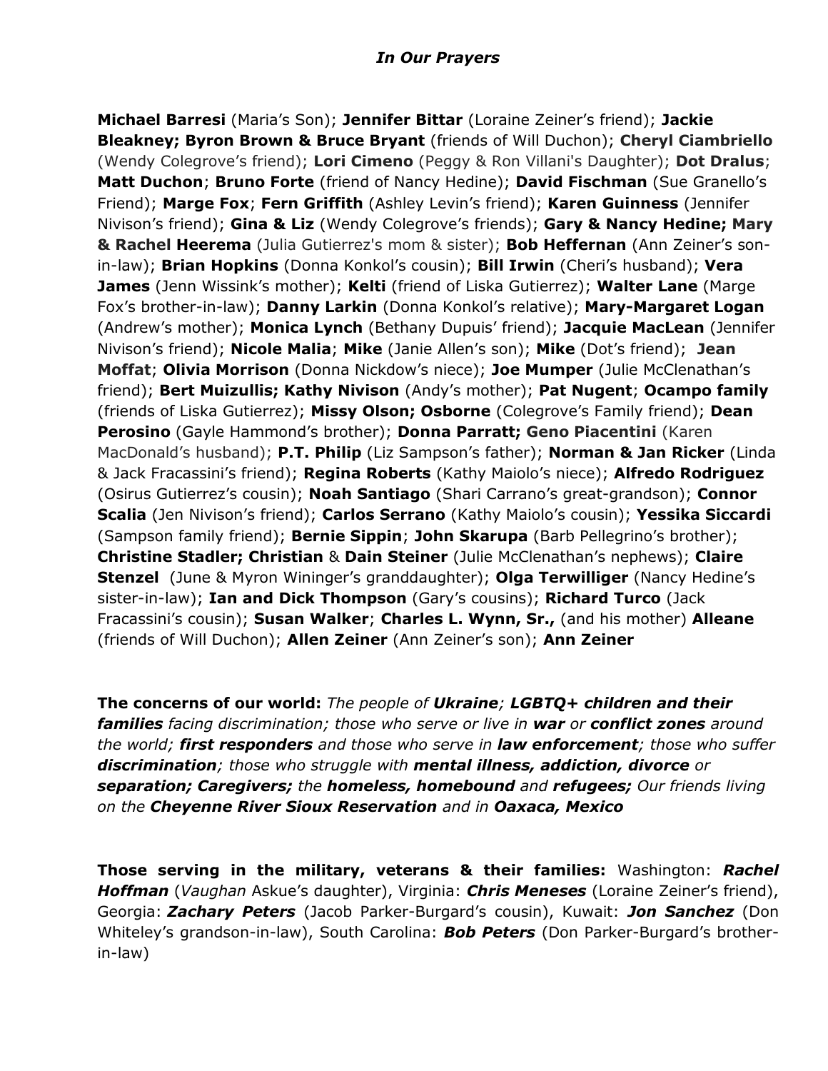### *In Our Prayers*

**Michael Barresi** (Maria's Son); **Jennifer Bittar** (Loraine Zeiner's friend); **Jackie Bleakney; Byron Brown & Bruce Bryant** (friends of Will Duchon); **Cheryl Ciambriello** (Wendy Colegrove's friend); **Lori Cimeno** (Peggy & Ron Villani's Daughter); **Dot Dralus**; **Matt Duchon**; **Bruno Forte** (friend of Nancy Hedine); **David Fischman** (Sue Granello's Friend); **Marge Fox**; **Fern Griffith** (Ashley Levin's friend); **Karen Guinness** (Jennifer Nivison's friend); **Gina & Liz** (Wendy Colegrove's friends); **Gary & Nancy Hedine; Mary & Rachel Heerema** (Julia Gutierrez's mom & sister); **Bob Heffernan** (Ann Zeiner's son-in-law); **Brian Hopkins** (Donna Konkol's cousin); **Bill Irwin** (Cheri's husband); **Vera James** (Jenn Wissink's mother); **Kelti** (friend of Liska Gutierrez); **Walter Lane** (Marge Fox's brother-in-law); **Danny Larkin** (Donna Konkol's relative); **Mary-Margaret Logan** (Andrew's mother); **Monica Lynch** (Bethany Dupuis' friend); **Jacquie MacLean** (Jennifer Nivison's friend); **Nicole Malia**; **Mike** (Janie Allen's son); **Mike** (Dot's friend); **Jean Moffat**; **Olivia Morrison** (Donna Nickdow's niece); **Joe Mumper** (Julie McClenathan's friend); **Bert Muizullis; Kathy Nivison** (Andy's mother); **Pat Nugent**; **Ocampo family** (friends of Liska Gutierrez); **Missy Olson; Osborne** (Colegrove's Family friend); **Dean Perosino** (Gayle Hammond's brother); **Donna Parratt; Geno Piacentini** (Karen MacDonald's husband); **P.T. Philip** (Liz Sampson's father); **Norman & Jan Ricker** (Linda & Jack Fracassini's friend); **Regina Roberts** (Kathy Maiolo's niece); **Alfredo Rodriguez** (Osirus Gutierrez's cousin); **Noah Santiago** (Shari Carrano's great-grandson); **Connor Scalia** (Jen Nivison's friend); **Carlos Serrano** (Kathy Maiolo's cousin); **Yessika Siccardi** (Sampson family friend); **Bernie Sippin**; **John Skarupa** (Barb Pellegrino's brother); **Christine Stadler; Christian** & **Dain Steiner** (Julie McClenathan's nephews); **Claire Stenzel** (June & Myron Wininger's granddaughter); **Olga Terwilliger** (Nancy Hedine's sister-in-law); **Ian and Dick Thompson** (Gary's cousins); **Richard Turco** (Jack Fracassini's cousin); **Susan Walker**; **Charles L. Wynn, Sr.,** (and his mother) **Alleane** (friends of Will Duchon); **Allen Zeiner** (Ann Zeiner's son); **Ann Zeiner**

**The concerns of our world:** *The people of **Ukraine**; **LGBTQ+ children and their families** facing discrimination; those who serve or live in **war** or **conflict zones** around the world; **first responders** and those who serve in **law enforcement**; those who suffer **discrimination**; those who struggle with **mental illness, addiction, divorce** or **separation; Caregivers;** the **homeless, homebound** and **refugees;** Our friends living on the **Cheyenne River Sioux Reservation** and in **Oaxaca, Mexico***

**Those serving in the military, veterans & their families:** Washington: ***Rachel Hoffman*** (*Vaughan* Askue's daughter), Virginia: ***Chris Meneses*** (Loraine Zeiner's friend), Georgia: ***Zachary Peters*** (Jacob Parker-Burgard's cousin), Kuwait: ***Jon Sanchez*** (Don Whiteley's grandson-in-law), South Carolina: ***Bob Peters*** (Don Parker-Burgard's brother-in-law)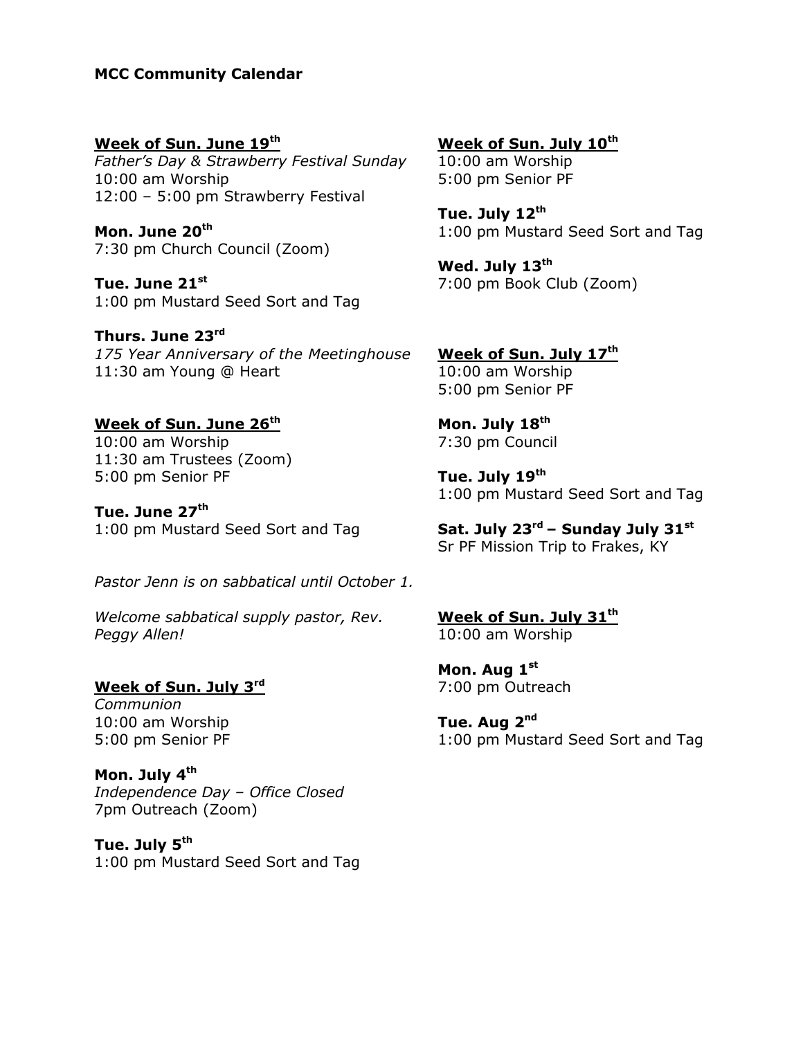**MCC Community Calendar**

**<u>Week of Sun. June 19th</u>**
*Father's Day & Strawberry Festival Sunday*
10:00 am Worship
12:00 – 5:00 pm Strawberry Festival

**Mon. June 20th**
7:30 pm Church Council (Zoom)

**Tue. June 21st**
1:00 pm Mustard Seed Sort and Tag

**Thurs. June 23rd**
*175 Year Anniversary of the Meetinghouse*
11:30 am Young @ Heart

**<u>Week of Sun. June 26th</u>**
10:00 am Worship
11:30 am Trustees (Zoom)
5:00 pm Senior PF

**Tue. June 27th**
1:00 pm Mustard Seed Sort and Tag

*Pastor Jenn is on sabbatical until October 1.*

*Welcome sabbatical supply pastor, Rev. Peggy Allen!*

**<u>Week of Sun. July 3rd</u>**
*Communion*
10:00 am Worship
5:00 pm Senior PF

**Mon. July 4th**
*Independence Day – Office Closed*
7pm Outreach (Zoom)

**Tue. July 5th**
1:00 pm Mustard Seed Sort and Tag

**<u>Week of Sun. July 10th</u>**
10:00 am Worship
5:00 pm Senior PF

**Tue. July 12th**
1:00 pm Mustard Seed Sort and Tag

**Wed. July 13th**
7:00 pm Book Club (Zoom)

**<u>Week of Sun. July 17th</u>**
10:00 am Worship
5:00 pm Senior PF

**Mon. July 18th**
7:30 pm Council

**Tue. July 19th**
1:00 pm Mustard Seed Sort and Tag

**Sat. July 23rd – Sunday July 31st**
Sr PF Mission Trip to Frakes, KY

**<u>Week of Sun. July 31th</u>**
10:00 am Worship

**Mon. Aug 1st**
7:00 pm Outreach

**Tue. Aug 2nd**
1:00 pm Mustard Seed Sort and Tag